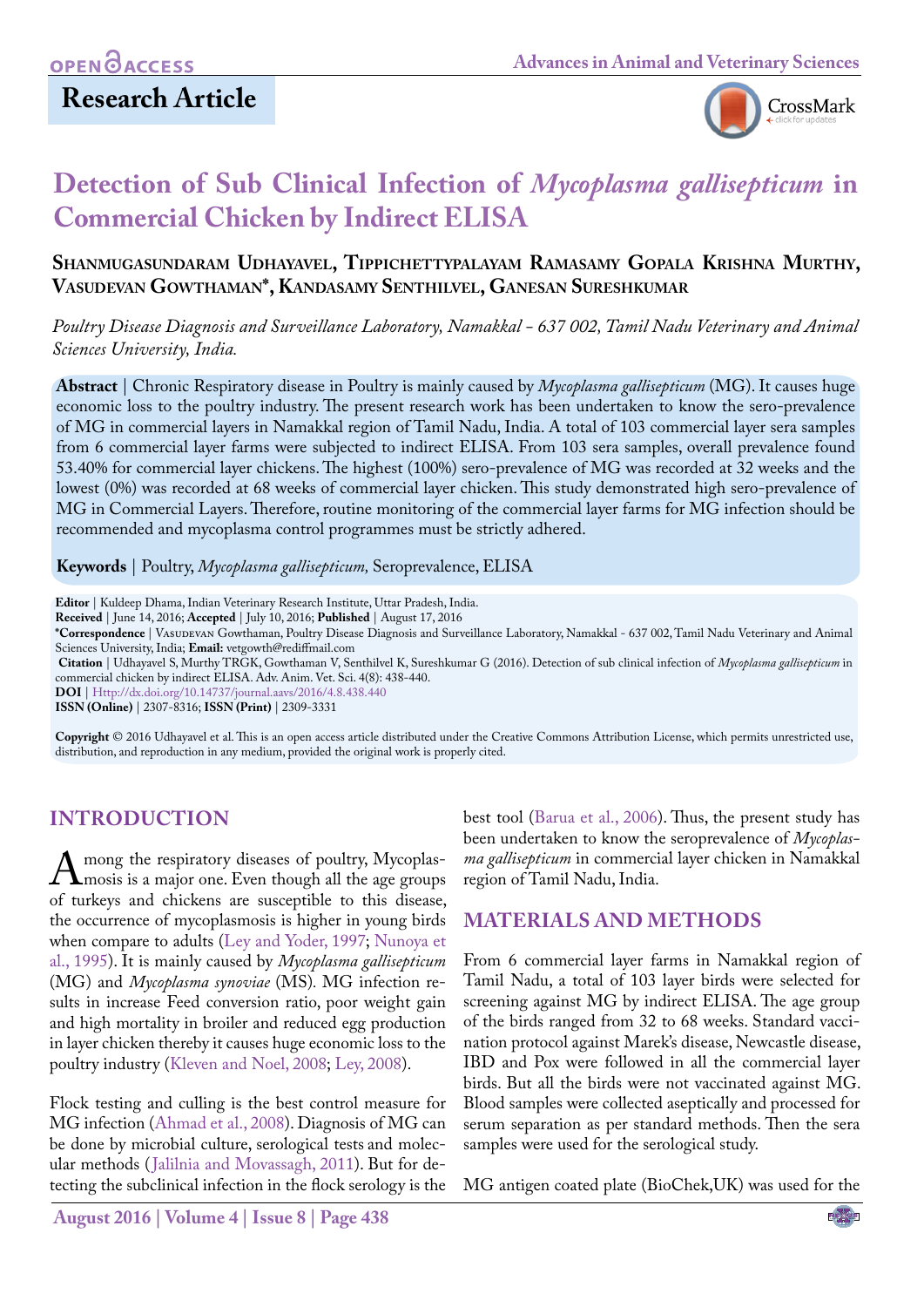**OPEN ACCESS**

**Research Article**

# Detection of Sub Clinical Infection of *Mycoplasma gallisepticum* in Commercial Chicken by Indirect ELISA

**Shanmugasundaram Udhayavel, Tippichettypalayam Ramasamy Gopala Krishna Murthy, Vasudevan Gowthaman*, Kandasamy Senthilvel, Ganesan Sureshkumar**

*Poultry Disease Diagnosis and Surveillance Laboratory, Namakkal - 637 002, Tamil Nadu Veterinary and Animal Sciences University, India.*

**Abstract** | Chronic Respiratory disease in Poultry is mainly caused by *Mycoplasma gallisepticum* (MG). It causes huge economic loss to the poultry industry. The present research work has been undertaken to know the sero-prevalence of MG in commercial layers in Namakkal region of Tamil Nadu, India. A total of 103 commercial layer sera samples from 6 commercial layer farms were subjected to indirect ELISA. From 103 sera samples, overall prevalence found 53.40% for commercial layer chickens. The highest (100%) sero-prevalence of MG was recorded at 32 weeks and the lowest (0%) was recorded at 68 weeks of commercial layer chicken. This study demonstrated high sero-prevalence of MG in Commercial Layers. Therefore, routine monitoring of the commercial layer farms for MG infection should be recommended and mycoplasma control programmes must be strictly adhered.

**Keywords** | Poultry, *Mycoplasma gallisepticum,* Seroprevalence, ELISA

**Editor** | Kuldeep Dhama, Indian Veterinary Research Institute, Uttar Pradesh, India.
**Received** | June 14, 2016; **Accepted** | July 10, 2016; **Published** | August 17, 2016
***Correspondence** | Vasudevan Gowthaman, Poultry Disease Diagnosis and Surveillance Laboratory, Namakkal - 637 002, Tamil Nadu Veterinary and Animal Sciences University, India; **Email:** vetgowth@rediffmail.com
**Citation** | Udhayavel S, Murthy TRGK, Gowthaman V, Senthilvel K, Sureshkumar G (2016). Detection of sub clinical infection of *Mycoplasma gallisepticum* in commercial chicken by indirect ELISA. Adv. Anim. Vet. Sci. 4(8): 438-440.
**DOI** | Http://dx.doi.org/10.14737/journal.aavs/2016/4.8.438.440
**ISSN (Online)** | 2307-8316; **ISSN (Print)** | 2309-3331

**Copyright** © 2016 Udhayavel et al. This is an open access article distributed under the Creative Commons Attribution License, which permits unrestricted use, distribution, and reproduction in any medium, provided the original work is properly cited.

## INTRODUCTION

Among the respiratory diseases of poultry, Mycoplasmosis is a major one. Even though all the age groups of turkeys and chickens are susceptible to this disease, the occurrence of mycoplasmosis is higher in young birds when compare to adults (Ley and Yoder, 1997; Nunoya et al., 1995). It is mainly caused by *Mycoplasma gallisepticum* (MG) and *Mycoplasma synoviae* (MS). MG infection results in increase Feed conversion ratio, poor weight gain and high mortality in broiler and reduced egg production in layer chicken thereby it causes huge economic loss to the poultry industry (Kleven and Noel, 2008; Ley, 2008).

Flock testing and culling is the best control measure for MG infection (Ahmad et al., 2008). Diagnosis of MG can be done by microbial culture, serological tests and molecular methods (Jalilnia and Movassagh, 2011). But for detecting the subclinical infection in the flock serology is the best tool (Barua et al., 2006). Thus, the present study has been undertaken to know the seroprevalence of *Mycoplasma gallisepticum* in commercial layer chicken in Namakkal region of Tamil Nadu, India.

## MATERIALS AND METHODS

From 6 commercial layer farms in Namakkal region of Tamil Nadu, a total of 103 layer birds were selected for screening against MG by indirect ELISA. The age group of the birds ranged from 32 to 68 weeks. Standard vaccination protocol against Marek's disease, Newcastle disease, IBD and Pox were followed in all the commercial layer birds. But all the birds were not vaccinated against MG. Blood samples were collected aseptically and processed for serum separation as per standard methods. Then the sera samples were used for the serological study.

MG antigen coated plate (BioChek,UK) was used for the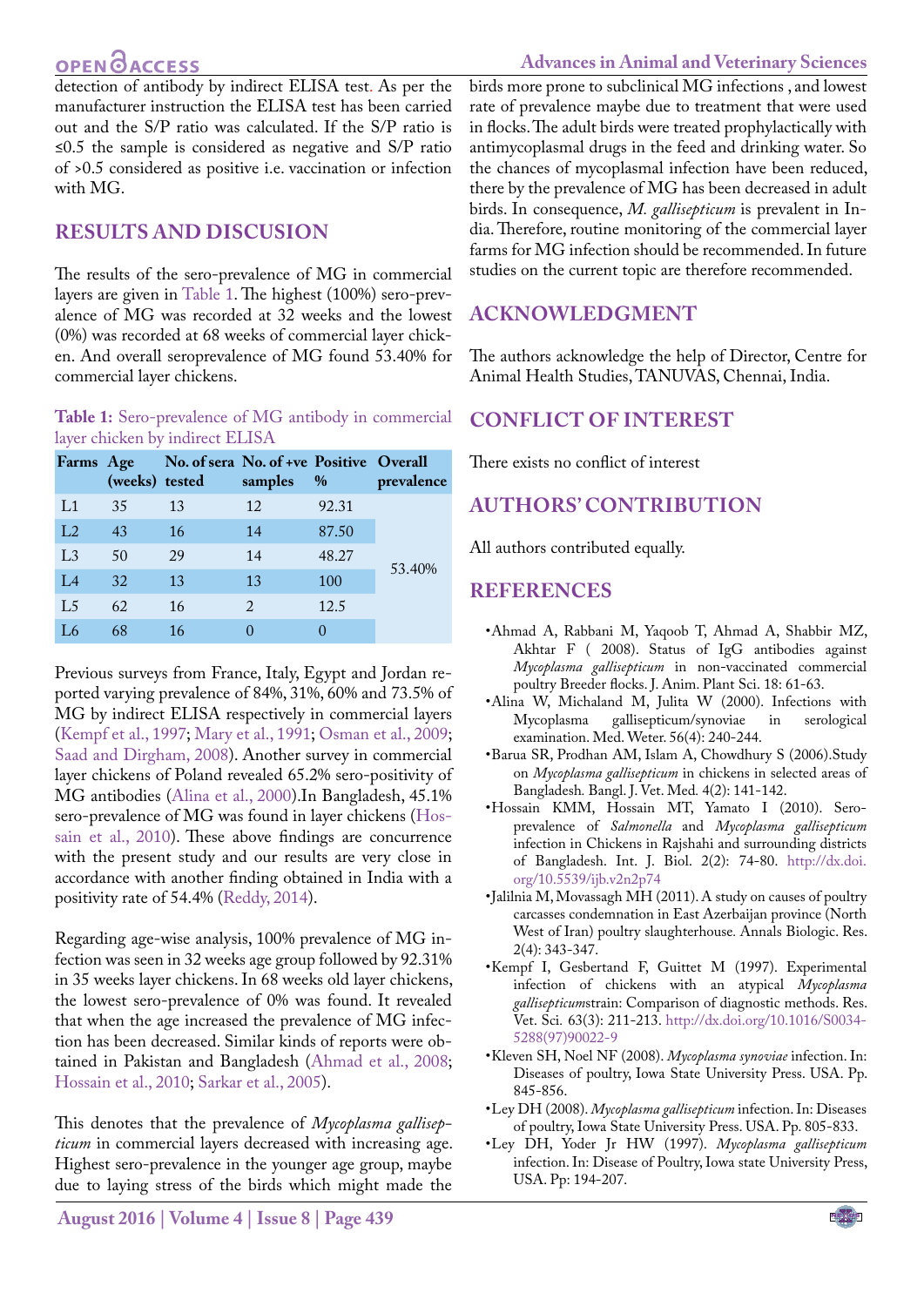detection of antibody by indirect ELISA test. As per the manufacturer instruction the ELISA test has been carried out and the S/P ratio was calculated. If the S/P ratio is ≤0.5 the sample is considered as negative and S/P ratio of >0.5 considered as positive i.e. vaccination or infection with MG.

## RESULTS AND DISCUSION

The results of the sero-prevalence of MG in commercial layers are given in Table 1. The highest (100%) sero-prevalence of MG was recorded at 32 weeks and the lowest (0%) was recorded at 68 weeks of commercial layer chicken. And overall seroprevalence of MG found 53.40% for commercial layer chickens.

**Table 1:** Sero-prevalence of MG antibody in commercial layer chicken by indirect ELISA

| Farms | Age (weeks) | No. of sera tested | No. of +ve samples | Positive % | Overall prevalence |
|---|---|---|---|---|---|
| L1 | 35 | 13 | 12 | 92.31 | 53.40% |
| L2 | 43 | 16 | 14 | 87.50 | |
| L3 | 50 | 29 | 14 | 48.27 | |
| L4 | 32 | 13 | 13 | 100 | |
| L5 | 62 | 16 | 2 | 12.5 | |
| L6 | 68 | 16 | 0 | 0 | |

Previous surveys from France, Italy, Egypt and Jordan reported varying prevalence of 84%, 31%, 60% and 73.5% of MG by indirect ELISA respectively in commercial layers (Kempf et al., 1997; Mary et al., 1991; Osman et al., 2009; Saad and Dirgham, 2008). Another survey in commercial layer chickens of Poland revealed 65.2% sero-positivity of MG antibodies (Alina et al., 2000).In Bangladesh, 45.1% sero-prevalence of MG was found in layer chickens (Hossain et al., 2010). These above findings are concurrence with the present study and our results are very close in accordance with another finding obtained in India with a positivity rate of 54.4% (Reddy, 2014).

Regarding age-wise analysis, 100% prevalence of MG infection was seen in 32 weeks age group followed by 92.31% in 35 weeks layer chickens. In 68 weeks old layer chickens, the lowest sero-prevalence of 0% was found. It revealed that when the age increased the prevalence of MG infection has been decreased. Similar kinds of reports were obtained in Pakistan and Bangladesh (Ahmad et al., 2008; Hossain et al., 2010; Sarkar et al., 2005).

This denotes that the prevalence of *Mycoplasma gallisepticum* in commercial layers decreased with increasing age. Highest sero-prevalence in the younger age group, maybe due to laying stress of the birds which might made the birds more prone to subclinical MG infections , and lowest rate of prevalence maybe due to treatment that were used in flocks. The adult birds were treated prophylactically with antimycoplasmal drugs in the feed and drinking water. So the chances of mycoplasmal infection have been reduced, there by the prevalence of MG has been decreased in adult birds. In consequence, *M. gallisepticum* is prevalent in India. Therefore, routine monitoring of the commercial layer farms for MG infection should be recommended. In future studies on the current topic are therefore recommended.

## ACKNOWLEDGMENT

The authors acknowledge the help of Director, Centre for Animal Health Studies, TANUVAS, Chennai, India.

## CONFLICT OF INTEREST

There exists no conflict of interest

## AUTHORS' CONTRIBUTION

All authors contributed equally.

## REFERENCES

- Ahmad A, Rabbani M, Yaqoob T, Ahmad A, Shabbir MZ, Akhtar F ( 2008). Status of IgG antibodies against *Mycoplasma gallisepticum* in non-vaccinated commercial poultry Breeder flocks. J. Anim. Plant Sci. 18: 61-63.
- Alina W, Michaland M, Julita W (2000). Infections with Mycoplasma gallisepticum/synoviae in serological examination. Med. Weter. 56(4): 240-244.
- Barua SR, Prodhan AM, Islam A, Chowdhury S (2006).Study on *Mycoplasma gallisepticum* in chickens in selected areas of Bangladesh. Bangl. J. Vet. Med. 4(2): 141-142.
- Hossain KMM, Hossain MT, Yamato I (2010). Sero-prevalence of *Salmonella* and *Mycoplasma gallisepticum* infection in Chickens in Rajshahi and surrounding districts of Bangladesh. Int. J. Biol. 2(2): 74-80. http://dx.doi.org/10.5539/ijb.v2n2p74
- Jalilnia M, Movassagh MH (2011). A study on causes of poultry carcasses condemnation in East Azerbaijan province (North West of Iran) poultry slaughterhouse. Annals Biologic. Res. 2(4): 343-347.
- Kempf I, Gesbertand F, Guittet M (1997). Experimental infection of chickens with an atypical *Mycoplasma gallisepticum*strain: Comparison of diagnostic methods. Res. Vet. Sci. 63(3): 211-213. http://dx.doi.org/10.1016/S0034-5288(97)90022-9
- Kleven SH, Noel NF (2008). *Mycoplasma synoviae* infection. In: Diseases of poultry, Iowa State University Press. USA. Pp. 845-856.
- Ley DH (2008). *Mycoplasma gallisepticum* infection. In: Diseases of poultry, Iowa State University Press. USA. Pp. 805-833.
- Ley DH, Yoder Jr HW (1997). *Mycoplasma gallisepticum* infection. In: Disease of Poultry, Iowa state University Press, USA. Pp: 194-207.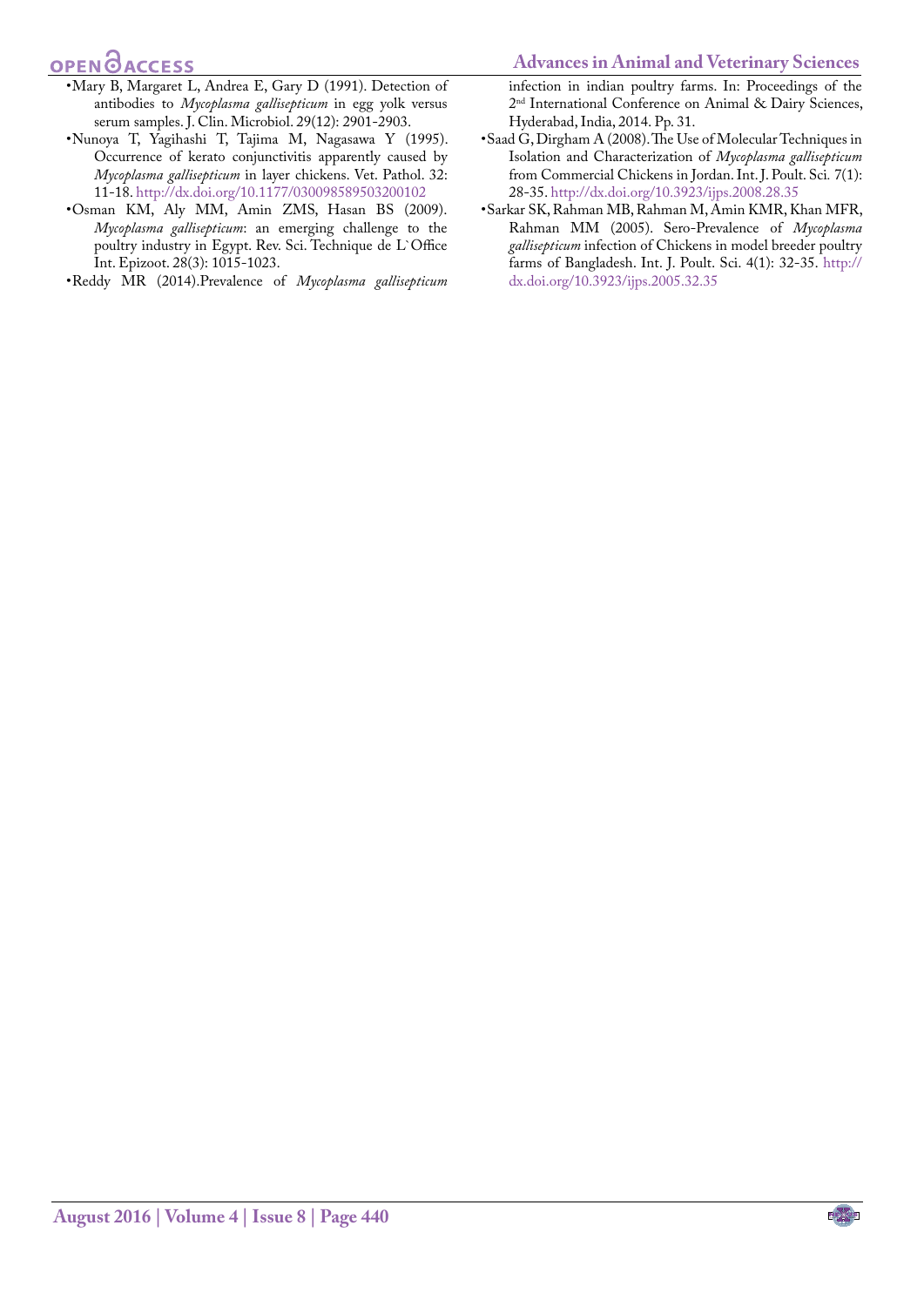- Mary B, Margaret L, Andrea E, Gary D (1991). Detection of antibodies to *Mycoplasma gallisepticum* in egg yolk versus serum samples. J. Clin. Microbiol. 29(12): 2901-2903.
- Nunoya T, Yagihashi T, Tajima M, Nagasawa Y (1995). Occurrence of kerato conjunctivitis apparently caused by *Mycoplasma gallisepticum* in layer chickens. Vet. Pathol. 32: 11-18. http://dx.doi.org/10.1177/030098589503200102
- Osman KM, Aly MM, Amin ZMS, Hasan BS (2009). *Mycoplasma gallisepticum*: an emerging challenge to the poultry industry in Egypt. Rev. Sci. Technique de L`Office Int. Epizoot. 28(3): 1015-1023.
- Reddy MR (2014).Prevalence of *Mycoplasma gallisepticum* infection in indian poultry farms. In: Proceedings of the 2nd International Conference on Animal & Dairy Sciences, Hyderabad, India, 2014. Pp. 31.
- Saad G, Dirgham A (2008). The Use of Molecular Techniques in Isolation and Characterization of *Mycoplasma gallisepticum* from Commercial Chickens in Jordan. Int. J. Poult. Sci. 7(1): 28-35. http://dx.doi.org/10.3923/ijps.2008.28.35
- Sarkar SK, Rahman MB, Rahman M, Amin KMR, Khan MFR, Rahman MM (2005). Sero-Prevalence of *Mycoplasma gallisepticum* infection of Chickens in model breeder poultry farms of Bangladesh. Int. J. Poult. Sci. 4(1): 32-35. http://dx.doi.org/10.3923/ijps.2005.32.35